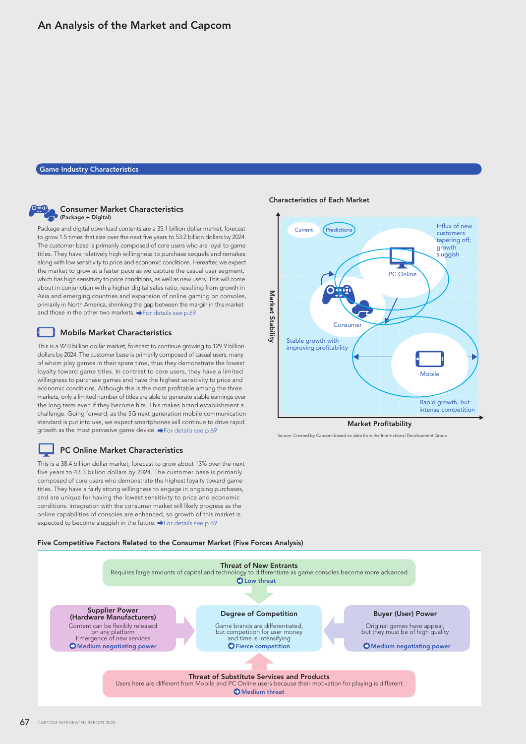# An Analysis of the Market and Capcom

## Game Industry Characteristics

### Consumer Market Characteristics
**(Package + Digital)**

Package and digital download contents are a 35.1 billion dollar market, forecast to grow 1.5 times that size over the next five years to 53.2 billion dollars by 2024. The customer base is primarily composed of core users who are loyal to game titles. They have relatively high willingness to purchase sequels and remakes along with low sensitivity to price and economic conditions. Hereafter, we expect the market to grow at a faster pace as we capture the casual user segment, which has high sensitivity to price conditions, as well as new users. This will come about in conjunction with a higher digital sales ratio, resulting from growth in Asia and emerging countries and expansion of online gaming on consoles, primarily in North America, shrinking the gap between the margin in this market and those in the other two markets. ➡For details see p.69

### Mobile Market Characteristics

This is a 92.0 billion dollar market, forecast to continue growing to 129.9 billion dollars by 2024. The customer base is primarily composed of casual users, many of whom play games in their spare time, thus they demonstrate the lowest loyalty toward game titles. In contrast to core users, they have a limited willingness to purchase games and have the highest sensitivity to price and economic conditions. Although this is the most profitable among the three markets, only a limited number of titles are able to generate stable earnings over the long term even if they become hits. This makes brand establishment a challenge. Going forward, as the 5G next generation mobile communication standard is put into use, we expect smartphones will continue to drive rapid growth as the most pervasive game device. ➡For details see p.69

### PC Online Market Characteristics

This is a 38.4 billion dollar market, forecast to grow about 13% over the next five years to 43.3 billion dollars by 2024. The customer base is primarily composed of core users who demonstrate the highest loyalty toward game titles. They have a fairly strong willingness to engage in ongoing purchases, and are unique for having the lowest sensitivity to price and economic conditions. Integration with the consumer market will likely progress as the online capabilities of consoles are enhanced, so growth of this market is expected to become sluggish in the future. ➡For details see p.69

### Characteristics of Each Market

(Chart: vertical axis "Market Stability", horizontal axis "Market Profitability"; legend: Current, Predictions)

- PC Online: Influx of new customers tapering off; growth sluggish
- Consumer: Stable growth with improving profitability
- Mobile: Rapid growth, but intense competition

Source: Created by Capcom based on data from the International Development Group

### Five Competitive Factors Related to the Consumer Market (Five Forces Analysis)

**Threat of New Entrants**
Requires large amounts of capital and technology to differentiate as game consoles become more advanced
➡ Low threat

**Supplier Power (Hardware Manufacturers)**
Content can be flexibly released on any platform
Emergence of new services
➡ Medium negotiating power

**Degree of Competition**
Game brands are differentiated, but competition for user money and time is intensifying
➡ Fierce competition

**Buyer (User) Power**
Original games have appeal, but they must be of high quality
➡ Medium negotiating power

**Threat of Substitute Services and Products**
Users here are different from Mobile and PC Online users because their motivation for playing is different
➡ Medium threat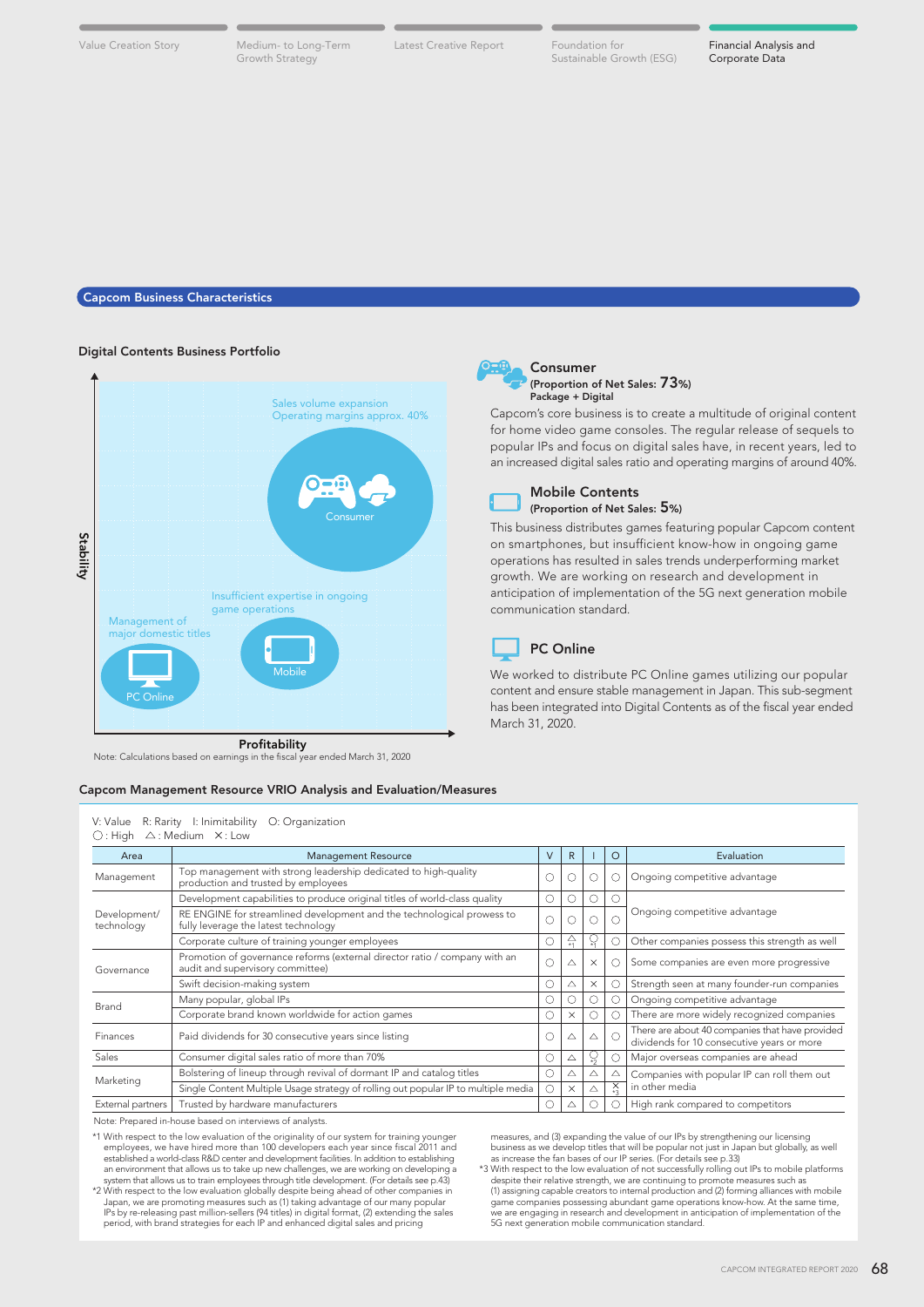## Capcom Business Characteristics

### Digital Contents Business Portfolio

Stability

Sales volume expansion
Operating margins approx. 40%

Consumer

Insufficient expertise in ongoing game operations

Mobile

Management of major domestic titles

PC Online

Profitability

Note: Calculations based on earnings in the fiscal year ended March 31, 2020

#### Consumer
**(Proportion of Net Sales: 73%)**
**Package + Digital**

Capcom's core business is to create a multitude of original content for home video game consoles. The regular release of sequels to popular IPs and focus on digital sales have, in recent years, led to an increased digital sales ratio and operating margins of around 40%.

#### Mobile Contents
**(Proportion of Net Sales: 5%)**

This business distributes games featuring popular Capcom content on smartphones, but insufficient know-how in ongoing game operations has resulted in sales trends underperforming market growth. We are working on research and development in anticipation of implementation of the 5G next generation mobile communication standard.

#### PC Online

We worked to distribute PC Online games utilizing our popular content and ensure stable management in Japan. This sub-segment has been integrated into Digital Contents as of the fiscal year ended March 31, 2020.

### Capcom Management Resource VRIO Analysis and Evaluation/Measures

V: Value R: Rarity I: Inimitability O: Organization
○ : High △ : Medium × : Low

| Area | Management Resource | V | R | I | O | Evaluation |
|---|---|---|---|---|---|---|
| Management | Top management with strong leadership dedicated to high-quality production and trusted by employees | ○ | ○ | ○ | ○ | Ongoing competitive advantage |
| Development/ technology | Development capabilities to produce original titles of world-class quality | ○ | ○ | ○ | ○ | Ongoing competitive advantage |
| | RE ENGINE for streamlined development and the technological prowess to fully leverage the latest technology | ○ | ○ | ○ | ○ | |
| | Corporate culture of training younger employees | ○ | △*1 | ○*1 | ○ | Other companies possess this strength as well |
| Governance | Promotion of governance reforms (external director ratio / company with an audit and supervisory committee) | ○ | △ | × | ○ | Some companies are even more progressive |
| | Swift decision-making system | ○ | △ | × | ○ | Strength seen at many founder-run companies |
| Brand | Many popular, global IPs | ○ | ○ | ○ | ○ | Ongoing competitive advantage |
| | Corporate brand known worldwide for action games | ○ | × | ○ | ○ | There are more widely recognized companies |
| Finances | Paid dividends for 30 consecutive years since listing | ○ | △ | △ | ○ | There are about 40 companies that have provided dividends for 10 consecutive years or more |
| Sales | Consumer digital sales ratio of more than 70% | ○ | △ | ○*2 | ○ | Major overseas companies are ahead |
| Marketing | Bolstering of lineup through revival of dormant IP and catalog titles | ○ | △ | △ | △ | Companies with popular IP can roll them out in other media |
| | Single Content Multiple Usage strategy of rolling out popular IP to multiple media | ○ | × | △ | ×*3 | |
| External partners | Trusted by hardware manufacturers | ○ | △ | ○ | ○ | High rank compared to competitors |

Note: Prepared in-house based on interviews of analysts.

*1 With respect to the low evaluation of the originality of our system for training younger employees, we have hired more than 100 developers each year since fiscal 2011 and established a world-class R&D center and development facilities. In addition to establishing an environment that allows us to take up new challenges, we are working on developing a system that allows us to train employees through title development. (For details see p.43)

*2 With respect to the low evaluation globally despite being ahead of other companies in Japan, we are promoting measures such as (1) taking advantage of our many popular IPs by re-releasing past million-sellers (94 titles) in digital format, (2) extending the sales period, with brand strategies for each IP and enhanced digital sales and pricing measures, and (3) expanding the value of our IPs by strengthening our licensing business as we develop titles that will be popular not just in Japan but globally, as well as increase the fan bases of our IP series. (For details see p.33)

*3 With respect to the low evaluation of not successfully rolling out IPs to mobile platforms despite their relative strength, we are continuing to promote measures such as (1) assigning capable creators to internal production and (2) forming alliances with mobile game companies possessing abundant game operations know-how. At the same time, we are engaging in research and development in anticipation of implementation of the 5G next generation mobile communication standard.